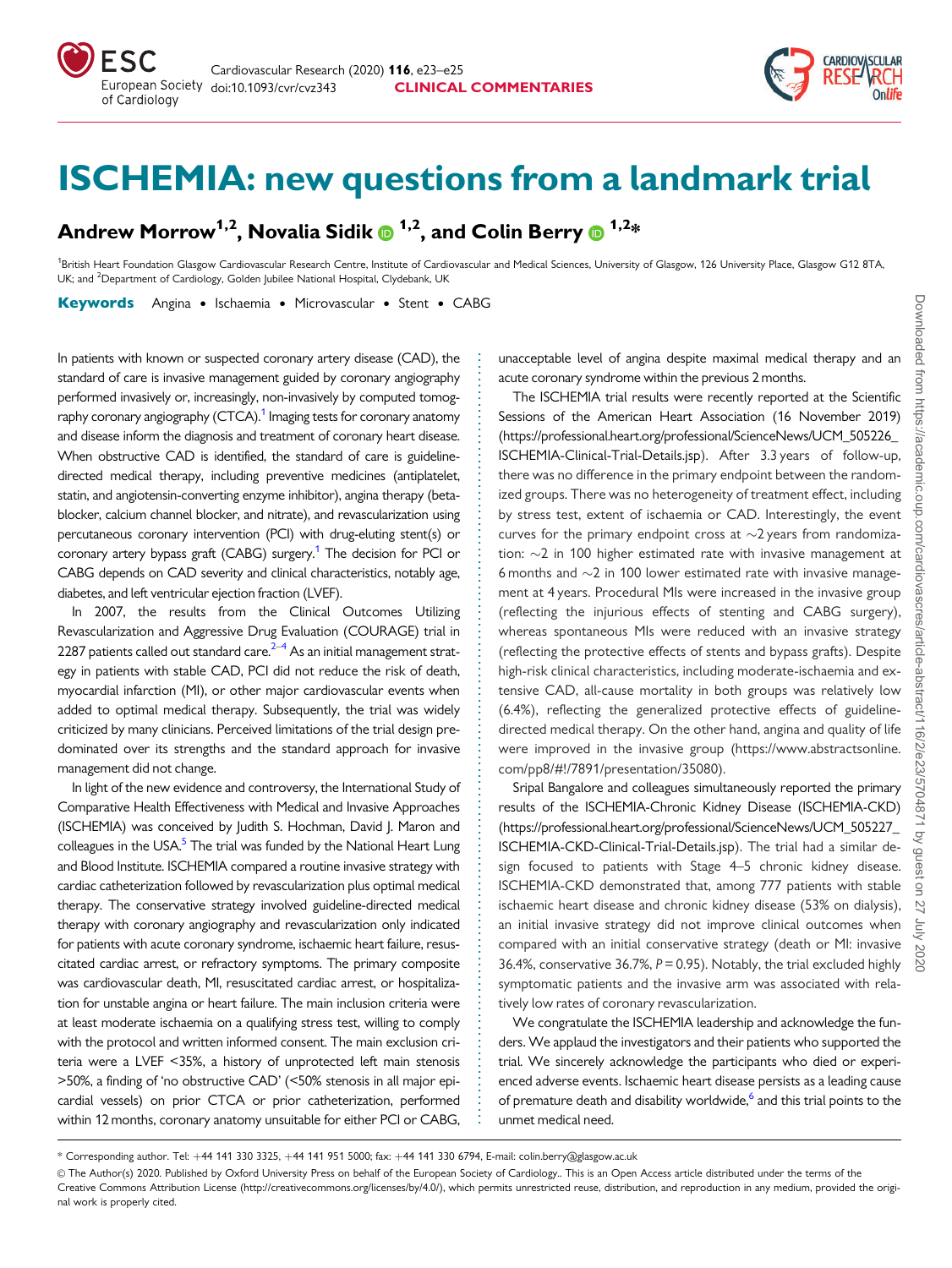# ISCHEMIA: new questions from a landmark trial

**Andrew Morrow**[1,2], **Novalia Sidik**[1,2], **and Colin Berry**[1,2]*

[1]British Heart Foundation Glasgow Cardiovascular Research Centre, Institute of Cardiovascular and Medical Sciences, University of Glasgow, 126 University Place, Glasgow G12 8TA, UK; and [2]Department of Cardiology, Golden Jubilee National Hospital, Clydebank, UK

**Keywords** Angina • Ischaemia • Microvascular • Stent • CABG

In patients with known or suspected coronary artery disease (CAD), the standard of care is invasive management guided by coronary angiography performed invasively or, increasingly, non-invasively by computed tomography coronary angiography (CTCA).[1] Imaging tests for coronary anatomy and disease inform the diagnosis and treatment of coronary heart disease. When obstructive CAD is identified, the standard of care is guideline-directed medical therapy, including preventive medicines (antiplatelet, statin, and angiotensin-converting enzyme inhibitor), angina therapy (beta-blocker, calcium channel blocker, and nitrate), and revascularization using percutaneous coronary intervention (PCI) with drug-eluting stent(s) or coronary artery bypass graft (CABG) surgery.[1] The decision for PCI or CABG depends on CAD severity and clinical characteristics, notably age, diabetes, and left ventricular ejection fraction (LVEF).

In 2007, the results from the Clinical Outcomes Utilizing Revascularization and Aggressive Drug Evaluation (COURAGE) trial in 2287 patients called out standard care.[2–4] As an initial management strategy in patients with stable CAD, PCI did not reduce the risk of death, myocardial infarction (MI), or other major cardiovascular events when added to optimal medical therapy. Subsequently, the trial was widely criticized by many clinicians. Perceived limitations of the trial design predominated over its strengths and the standard approach for invasive management did not change.

In light of the new evidence and controversy, the International Study of Comparative Health Effectiveness with Medical and Invasive Approaches (ISCHEMIA) was conceived by Judith S. Hochman, David J. Maron and colleagues in the USA.[5] The trial was funded by the National Heart Lung and Blood Institute. ISCHEMIA compared a routine invasive strategy with cardiac catheterization followed by revascularization plus optimal medical therapy. The conservative strategy involved guideline-directed medical therapy with coronary angiography and revascularization only indicated for patients with acute coronary syndrome, ischaemic heart failure, resuscitated cardiac arrest, or refractory symptoms. The primary composite was cardiovascular death, MI, resuscitated cardiac arrest, or hospitalization for unstable angina or heart failure. The main inclusion criteria were at least moderate ischaemia on a qualifying stress test, willing to comply with the protocol and written informed consent. The main exclusion criteria were a LVEF <35%, a history of unprotected left main stenosis >50%, a finding of 'no obstructive CAD' (<50% stenosis in all major epicardial vessels) on prior CTCA or prior catheterization, performed within 12 months, coronary anatomy unsuitable for either PCI or CABG, unacceptable level of angina despite maximal medical therapy and an acute coronary syndrome within the previous 2 months.

The ISCHEMIA trial results were recently reported at the Scientific Sessions of the American Heart Association (16 November 2019) (https://professional.heart.org/professional/ScienceNews/UCM_505226_ISCHEMIA-Clinical-Trial-Details.jsp). After 3.3 years of follow-up, there was no difference in the primary endpoint between the randomized groups. There was no heterogeneity of treatment effect, including by stress test, extent of ischaemia or CAD. Interestingly, the event curves for the primary endpoint cross at ∼2 years from randomization: ∼2 in 100 higher estimated rate with invasive management at 6 months and ∼2 in 100 lower estimated rate with invasive management at 4 years. Procedural MIs were increased in the invasive group (reflecting the injurious effects of stenting and CABG surgery), whereas spontaneous MIs were reduced with an invasive strategy (reflecting the protective effects of stents and bypass grafts). Despite high-risk clinical characteristics, including moderate-ischaemia and extensive CAD, all-cause mortality in both groups was relatively low (6.4%), reflecting the generalized protective effects of guideline-directed medical therapy. On the other hand, angina and quality of life were improved in the invasive group (https://www.abstractsonline.com/pp8/#!/7891/presentation/35080).

Sripal Bangalore and colleagues simultaneously reported the primary results of the ISCHEMIA-Chronic Kidney Disease (ISCHEMIA-CKD) (https://professional.heart.org/professional/ScienceNews/UCM_505227_ISCHEMIA-CKD-Clinical-Trial-Details.jsp). The trial had a similar design focused to patients with Stage 4–5 chronic kidney disease. ISCHEMIA-CKD demonstrated that, among 777 patients with stable ischaemic heart disease and chronic kidney disease (53% on dialysis), an initial invasive strategy did not improve clinical outcomes when compared with an initial conservative strategy (death or MI: invasive 36.4%, conservative 36.7%, $P = 0.95$). Notably, the trial excluded highly symptomatic patients and the invasive arm was associated with relatively low rates of coronary revascularization.

We congratulate the ISCHEMIA leadership and acknowledge the funders. We applaud the investigators and their patients who supported the trial. We sincerely acknowledge the participants who died or experienced adverse events. Ischaemic heart disease persists as a leading cause of premature death and disability worldwide,[6] and this trial points to the unmet medical need.

* Corresponding author. Tel: +44 141 330 3325, +44 141 951 5000; fax: +44 141 330 6794, E-mail: colin.berry@glasgow.ac.uk

© The Author(s) 2020. Published by Oxford University Press on behalf of the European Society of Cardiology.. This is an Open Access article distributed under the terms of the Creative Commons Attribution License (http://creativecommons.org/licenses/by/4.0/), which permits unrestricted reuse, distribution, and reproduction in any medium, provided the original work is properly cited.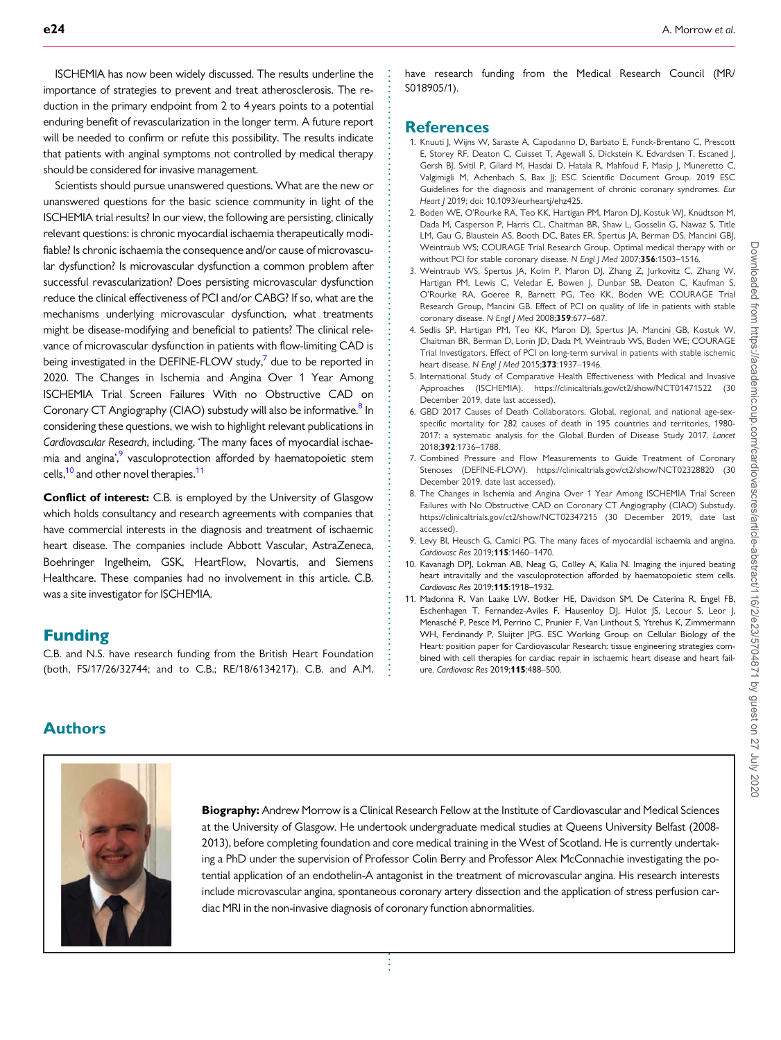ISCHEMIA has now been widely discussed. The results underline the importance of strategies to prevent and treat atherosclerosis. The reduction in the primary endpoint from 2 to 4 years points to a potential enduring benefit of revascularization in the longer term. A future report will be needed to confirm or refute this possibility. The results indicate that patients with anginal symptoms not controlled by medical therapy should be considered for invasive management.

Scientists should pursue unanswered questions. What are the new or unanswered questions for the basic science community in light of the ISCHEMIA trial results? In our view, the following are persisting, clinically relevant questions: is chronic myocardial ischaemia therapeutically modifiable? Is chronic ischaemia the consequence and/or cause of microvascular dysfunction? Is microvascular dysfunction a common problem after successful revascularization? Does persisting microvascular dysfunction reduce the clinical effectiveness of PCI and/or CABG? If so, what are the mechanisms underlying microvascular dysfunction, what treatments might be disease-modifying and beneficial to patients? The clinical relevance of microvascular dysfunction in patients with flow-limiting CAD is being investigated in the DEFINE-FLOW study,[7] due to be reported in 2020. The Changes in Ischemia and Angina Over 1 Year Among ISCHEMIA Trial Screen Failures With no Obstructive CAD on Coronary CT Angiography (CIAO) substudy will also be informative.[8] In considering these questions, we wish to highlight relevant publications in *Cardiovascular Research*, including, 'The many faces of myocardial ischaemia and angina',[9] vasculoprotection afforded by haematopoietic stem cells,[10] and other novel therapies.[11]

**Conflict of interest:** C.B. is employed by the University of Glasgow which holds consultancy and research agreements with companies that have commercial interests in the diagnosis and treatment of ischaemic heart disease. The companies include Abbott Vascular, AstraZeneca, Boehringer Ingelheim, GSK, HeartFlow, Novartis, and Siemens Healthcare. These companies had no involvement in this article. C.B. was a site investigator for ISCHEMIA.

## Funding

C.B. and N.S. have research funding from the British Heart Foundation (both, FS/17/26/32744; and to C.B.; RE/18/6134217). C.B. and A.M. have research funding from the Medical Research Council (MR/S018905/1).

## References

1. Knuuti J, Wijns W, Saraste A, Capodanno D, Barbato E, Funck-Brentano C, Prescott E, Storey RF, Deaton C, Cuisset T, Agewall S, Dickstein K, Edvardsen T, Escaned J, Gersh BJ, Svitil P, Gilard M, Hasdai D, Hatala R, Mahfoud F, Masip J, Muneretto C, Valgimigli M, Achenbach S, Bax JJ; ESC Scientific Document Group. 2019 ESC Guidelines for the diagnosis and management of chronic coronary syndromes. *Eur Heart J* 2019; doi: 10.1093/eurheartj/ehz425.
2. Boden WE, O'Rourke RA, Teo KK, Hartigan PM, Maron DJ, Kostuk WJ, Knudtson M, Dada M, Casperson P, Harris CL, Chaitman BR, Shaw L, Gosselin G, Nawaz S, Title LM, Gau G, Blaustein AS, Booth DC, Bates ER, Spertus JA, Berman DS, Mancini GBJ, Weintraub WS; COURAGE Trial Research Group. Optimal medical therapy with or without PCI for stable coronary disease. *N Engl J Med* 2007;**356**:1503–1516.
3. Weintraub WS, Spertus JA, Kolm P, Maron DJ, Zhang Z, Jurkovitz C, Zhang W, Hartigan PM, Lewis C, Veledar E, Bowen J, Dunbar SB, Deaton C, Kaufman S, O'Rourke RA, Goeree R, Barnett PG, Teo KK, Boden WE; COURAGE Trial Research Group, Mancini GB. Effect of PCI on quality of life in patients with stable coronary disease. *N Engl J Med* 2008;**359**:677–687.
4. Sedlis SP, Hartigan PM, Teo KK, Maron DJ, Spertus JA, Mancini GB, Kostuk W, Chaitman BR, Berman D, Lorin JD, Dada M, Weintraub WS, Boden WE; COURAGE Trial Investigators. Effect of PCI on long-term survival in patients with stable ischemic heart disease. *N Engl J Med* 2015;**373**:1937–1946.
5. International Study of Comparative Health Effectiveness with Medical and Invasive Approaches (ISCHEMIA). https://clinicaltrials.gov/ct2/show/NCT01471522 (30 December 2019, date last accessed).
6. GBD 2017 Causes of Death Collaborators. Global, regional, and national age-sex-specific mortality for 282 causes of death in 195 countries and territories, 1980-2017: a systematic analysis for the Global Burden of Disease Study 2017. *Lancet* 2018;**392**:1736–1788.
7. Combined Pressure and Flow Measurements to Guide Treatment of Coronary Stenoses (DEFINE-FLOW). https://clinicaltrials.gov/ct2/show/NCT02328820 (30 December 2019, date last accessed).
8. The Changes in Ischemia and Angina Over 1 Year Among ISCHEMIA Trial Screen Failures with No Obstructive CAD on Coronary CT Angiography (CIAO) Substudy. https://clinicaltrials.gov/ct2/show/NCT02347215 (30 December 2019, date last accessed).
9. Levy BI, Heusch G, Camici PG. The many faces of myocardial ischaemia and angina. *Cardiovasc Res* 2019;**115**:1460–1470.
10. Kavanagh DPJ, Lokman AB, Neag G, Colley A, Kalia N. Imaging the injured beating heart intravitally and the vasculoprotection afforded by haematopoietic stem cells. *Cardiovasc Res* 2019;**115**:1918–1932.
11. Madonna R, Van Laake LW, Botker HE, Davidson SM, De Caterina R, Engel FB, Eschenhagen T, Fernandez-Aviles F, Hausenloy DJ, Hulot JS, Lecour S, Leor J, Menasché P, Pesce M, Perrino C, Prunier F, Van Linthout S, Ytrehus K, Zimmermann WH, Ferdinandy P, Sluijter JPG. ESC Working Group on Cellular Biology of the Heart: position paper for Cardiovascular Research: tissue engineering strategies combined with cell therapies for cardiac repair in ischaemic heart disease and heart failure. *Cardiovasc Res* 2019;**115**:488–500.

## Authors

**Biography:** Andrew Morrow is a Clinical Research Fellow at the Institute of Cardiovascular and Medical Sciences at the University of Glasgow. He undertook undergraduate medical studies at Queens University Belfast (2008-2013), before completing foundation and core medical training in the West of Scotland. He is currently undertaking a PhD under the supervision of Professor Colin Berry and Professor Alex McConnachie investigating the potential application of an endothelin-A antagonist in the treatment of microvascular angina. His research interests include microvascular angina, spontaneous coronary artery dissection and the application of stress perfusion cardiac MRI in the non-invasive diagnosis of coronary function abnormalities.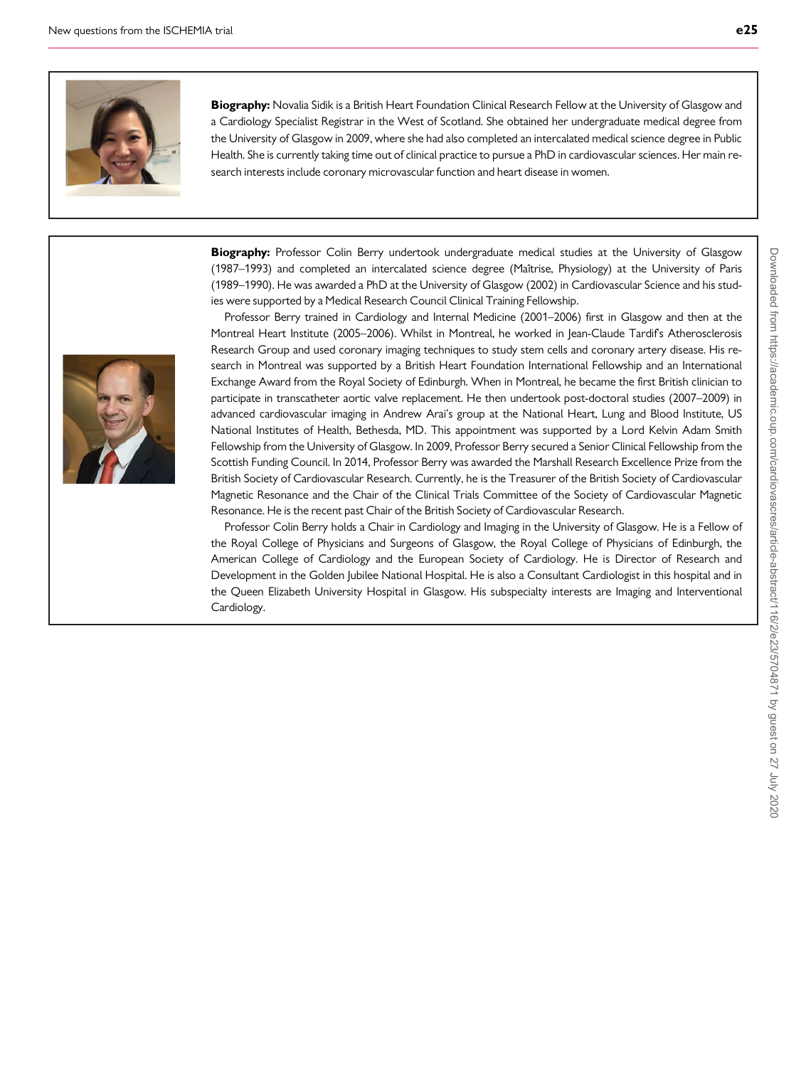**Biography:** Novalia Sidik is a British Heart Foundation Clinical Research Fellow at the University of Glasgow and a Cardiology Specialist Registrar in the West of Scotland. She obtained her undergraduate medical degree from the University of Glasgow in 2009, where she had also completed an intercalated medical science degree in Public Health. She is currently taking time out of clinical practice to pursue a PhD in cardiovascular sciences. Her main research interests include coronary microvascular function and heart disease in women.

**Biography:** Professor Colin Berry undertook undergraduate medical studies at the University of Glasgow (1987–1993) and completed an intercalated science degree (Maîtrise, Physiology) at the University of Paris (1989–1990). He was awarded a PhD at the University of Glasgow (2002) in Cardiovascular Science and his studies were supported by a Medical Research Council Clinical Training Fellowship.

Professor Berry trained in Cardiology and Internal Medicine (2001–2006) first in Glasgow and then at the Montreal Heart Institute (2005–2006). Whilst in Montreal, he worked in Jean-Claude Tardif's Atherosclerosis Research Group and used coronary imaging techniques to study stem cells and coronary artery disease. His research in Montreal was supported by a British Heart Foundation International Fellowship and an International Exchange Award from the Royal Society of Edinburgh. When in Montreal, he became the first British clinician to participate in transcatheter aortic valve replacement. He then undertook post-doctoral studies (2007–2009) in advanced cardiovascular imaging in Andrew Arai's group at the National Heart, Lung and Blood Institute, US National Institutes of Health, Bethesda, MD. This appointment was supported by a Lord Kelvin Adam Smith Fellowship from the University of Glasgow. In 2009, Professor Berry secured a Senior Clinical Fellowship from the Scottish Funding Council. In 2014, Professor Berry was awarded the Marshall Research Excellence Prize from the British Society of Cardiovascular Research. Currently, he is the Treasurer of the British Society of Cardiovascular Magnetic Resonance and the Chair of the Clinical Trials Committee of the Society of Cardiovascular Magnetic Resonance. He is the recent past Chair of the British Society of Cardiovascular Research.

Professor Colin Berry holds a Chair in Cardiology and Imaging in the University of Glasgow. He is a Fellow of the Royal College of Physicians and Surgeons of Glasgow, the Royal College of Physicians of Edinburgh, the American College of Cardiology and the European Society of Cardiology. He is Director of Research and Development in the Golden Jubilee National Hospital. He is also a Consultant Cardiologist in this hospital and in the Queen Elizabeth University Hospital in Glasgow. His subspecialty interests are Imaging and Interventional Cardiology.